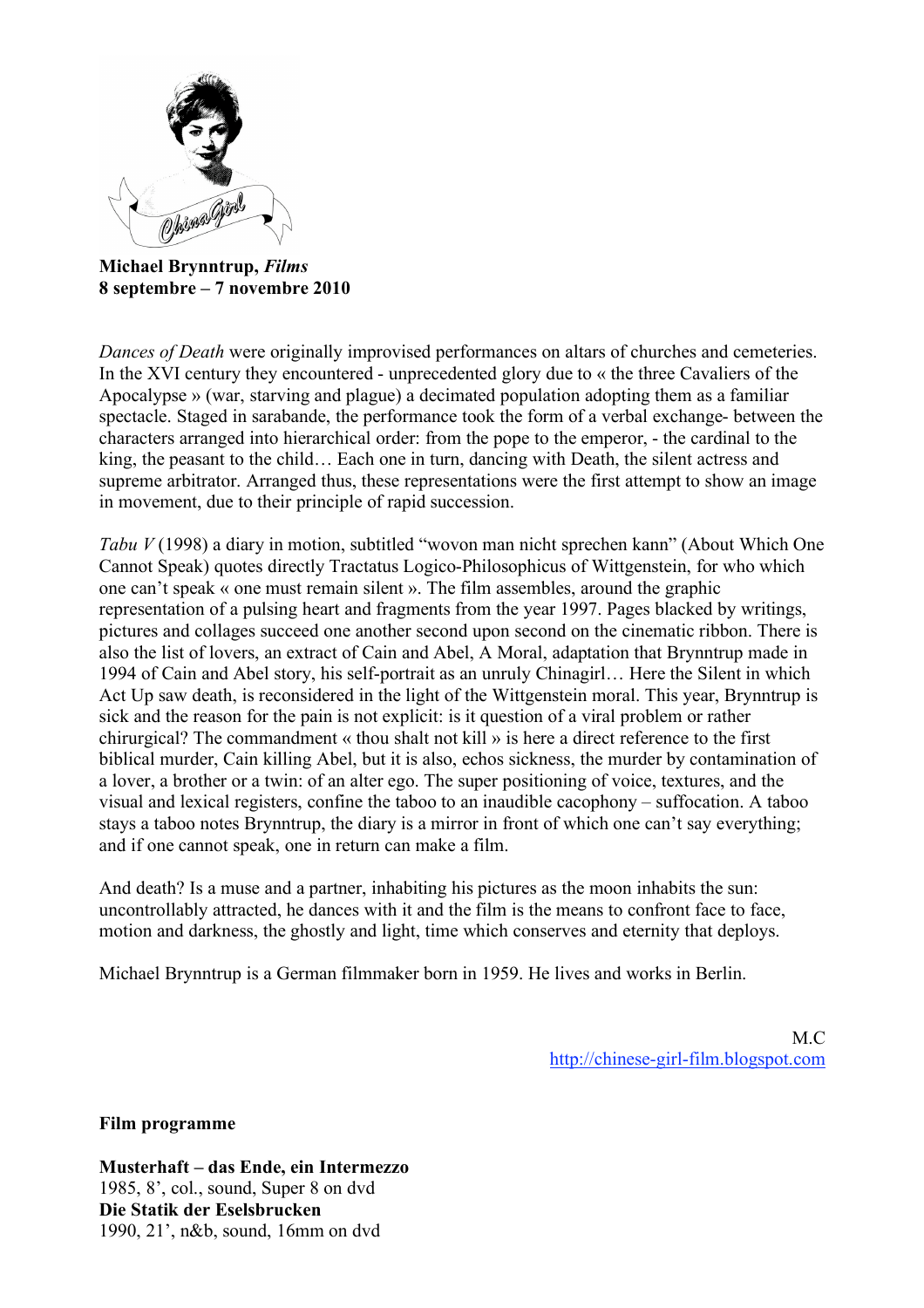**Michael Brynntrup, *Films***
**8 septembre – 7 novembre 2010**

*Dances of Death* were originally improvised performances on altars of churches and cemeteries. In the XVI century they encountered - unprecedented glory due to « the three Cavaliers of the Apocalypse » (war, starving and plague) a decimated population adopting them as a familiar spectacle. Staged in sarabande, the performance took the form of a verbal exchange- between the characters arranged into hierarchical order: from the pope to the emperor, - the cardinal to the king, the peasant to the child… Each one in turn, dancing with Death, the silent actress and supreme arbitrator. Arranged thus, these representations were the first attempt to show an image in movement, due to their principle of rapid succession.

*Tabu V* (1998) a diary in motion, subtitled "wovon man nicht sprechen kann" (About Which One Cannot Speak) quotes directly Tractatus Logico-Philosophicus of Wittgenstein, for who which one can't speak « one must remain silent ». The film assembles, around the graphic representation of a pulsing heart and fragments from the year 1997. Pages blacked by writings, pictures and collages succeed one another second upon second on the cinematic ribbon. There is also the list of lovers, an extract of Cain and Abel, A Moral, adaptation that Brynntrup made in 1994 of Cain and Abel story, his self-portrait as an unruly Chinagirl… Here the Silent in which Act Up saw death, is reconsidered in the light of the Wittgenstein moral. This year, Brynntrup is sick and the reason for the pain is not explicit: is it question of a viral problem or rather chirurgical? The commandment « thou shalt not kill » is here a direct reference to the first biblical murder, Cain killing Abel, but it is also, echos sickness, the murder by contamination of a lover, a brother or a twin: of an alter ego. The super positioning of voice, textures, and the visual and lexical registers, confine the taboo to an inaudible cacophony – suffocation. A taboo stays a taboo notes Brynntrup, the diary is a mirror in front of which one can't say everything; and if one cannot speak, one in return can make a film.

And death? Is a muse and a partner, inhabiting his pictures as the moon inhabits the sun: uncontrollably attracted, he dances with it and the film is the means to confront face to face, motion and darkness, the ghostly and light, time which conserves and eternity that deploys.

Michael Brynntrup is a German filmmaker born in 1959. He lives and works in Berlin.

M.C
http://chinese-girl-film.blogspot.com

**Film programme**

**Musterhaft – das Ende, ein Intermezzo**
1985, 8', col., sound, Super 8 on dvd
**Die Statik der Eselsbrucken**
1990, 21', n&b, sound, 16mm on dvd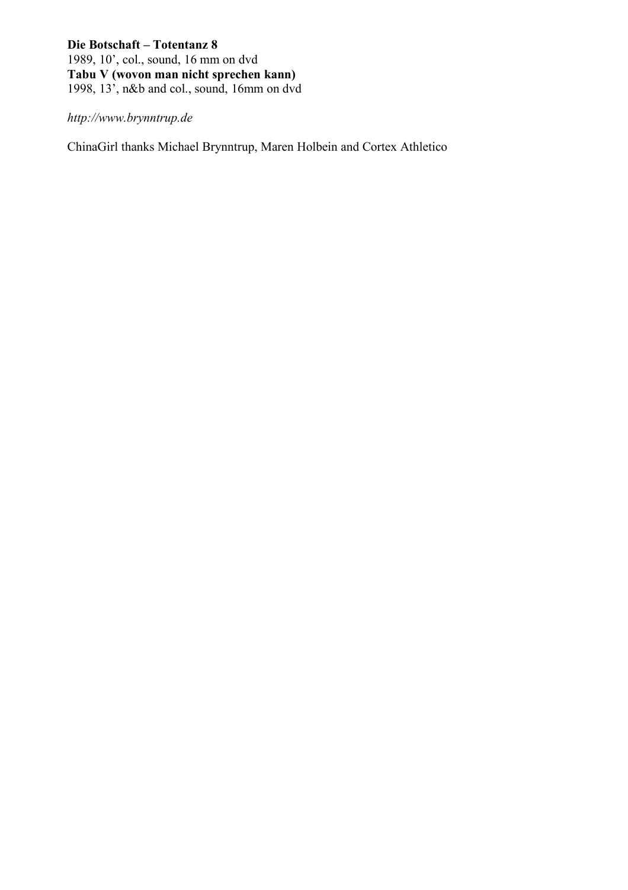**Die Botschaft – Totentanz 8**
1989, 10', col., sound, 16 mm on dvd
**Tabu V (wovon man nicht sprechen kann)**
1998, 13', n&b and col., sound, 16mm on dvd

*http://www.brynntrup.de*

ChinaGirl thanks Michael Brynntrup, Maren Holbein and Cortex Athletico